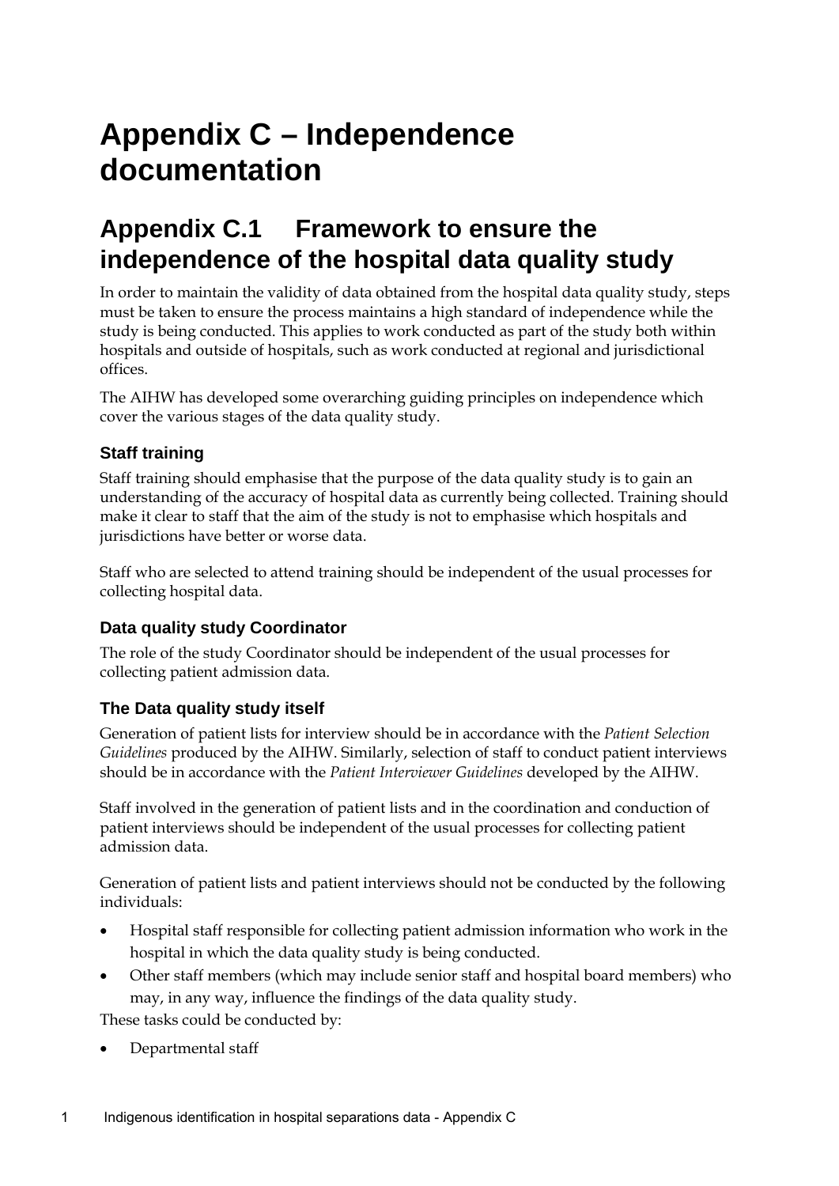# Appendix C – Independence documentation

## Appendix C.1 Framework to ensure the independence of the hospital data quality study

In order to maintain the validity of data obtained from the hospital data quality study, steps must be taken to ensure the process maintains a high standard of independence while the study is being conducted. This applies to work conducted as part of the study both within hospitals and outside of hospitals, such as work conducted at regional and jurisdictional offices.

The AIHW has developed some overarching guiding principles on independence which cover the various stages of the data quality study.

### Staff training

Staff training should emphasise that the purpose of the data quality study is to gain an understanding of the accuracy of hospital data as currently being collected. Training should make it clear to staff that the aim of the study is not to emphasise which hospitals and jurisdictions have better or worse data.

Staff who are selected to attend training should be independent of the usual processes for collecting hospital data.

### Data quality study Coordinator

The role of the study Coordinator should be independent of the usual processes for collecting patient admission data.

### The Data quality study itself

Generation of patient lists for interview should be in accordance with the *Patient Selection Guidelines* produced by the AIHW. Similarly, selection of staff to conduct patient interviews should be in accordance with the *Patient Interviewer Guidelines* developed by the AIHW.

Staff involved in the generation of patient lists and in the coordination and conduction of patient interviews should be independent of the usual processes for collecting patient admission data.

Generation of patient lists and patient interviews should not be conducted by the following individuals:

- Hospital staff responsible for collecting patient admission information who work in the hospital in which the data quality study is being conducted.
- Other staff members (which may include senior staff and hospital board members) who may, in any way, influence the findings of the data quality study.

These tasks could be conducted by:

- Departmental staff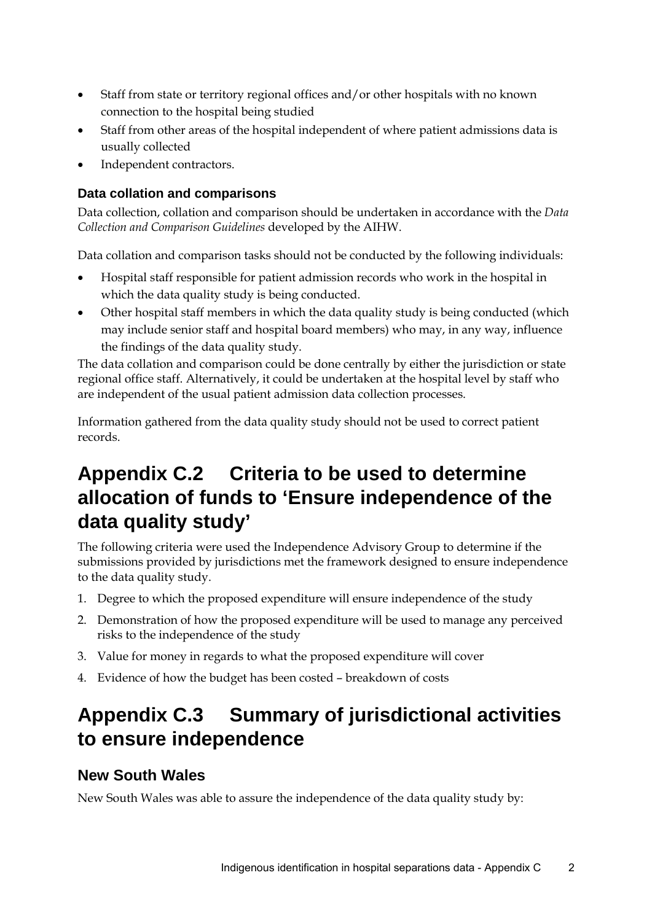- Staff from state or territory regional offices and/or other hospitals with no known connection to the hospital being studied
- Staff from other areas of the hospital independent of where patient admissions data is usually collected
- Independent contractors.

### Data collation and comparisons

Data collection, collation and comparison should be undertaken in accordance with the *Data Collection and Comparison Guidelines* developed by the AIHW.

Data collation and comparison tasks should not be conducted by the following individuals:

- Hospital staff responsible for patient admission records who work in the hospital in which the data quality study is being conducted.
- Other hospital staff members in which the data quality study is being conducted (which may include senior staff and hospital board members) who may, in any way, influence the findings of the data quality study.

The data collation and comparison could be done centrally by either the jurisdiction or state regional office staff. Alternatively, it could be undertaken at the hospital level by staff who are independent of the usual patient admission data collection processes.

Information gathered from the data quality study should not be used to correct patient records.

# Appendix C.2 Criteria to be used to determine allocation of funds to 'Ensure independence of the data quality study'

The following criteria were used the Independence Advisory Group to determine if the submissions provided by jurisdictions met the framework designed to ensure independence to the data quality study.

1. Degree to which the proposed expenditure will ensure independence of the study
2. Demonstration of how the proposed expenditure will be used to manage any perceived risks to the independence of the study
3. Value for money in regards to what the proposed expenditure will cover
4. Evidence of how the budget has been costed – breakdown of costs

# Appendix C.3 Summary of jurisdictional activities to ensure independence

## New South Wales

New South Wales was able to assure the independence of the data quality study by: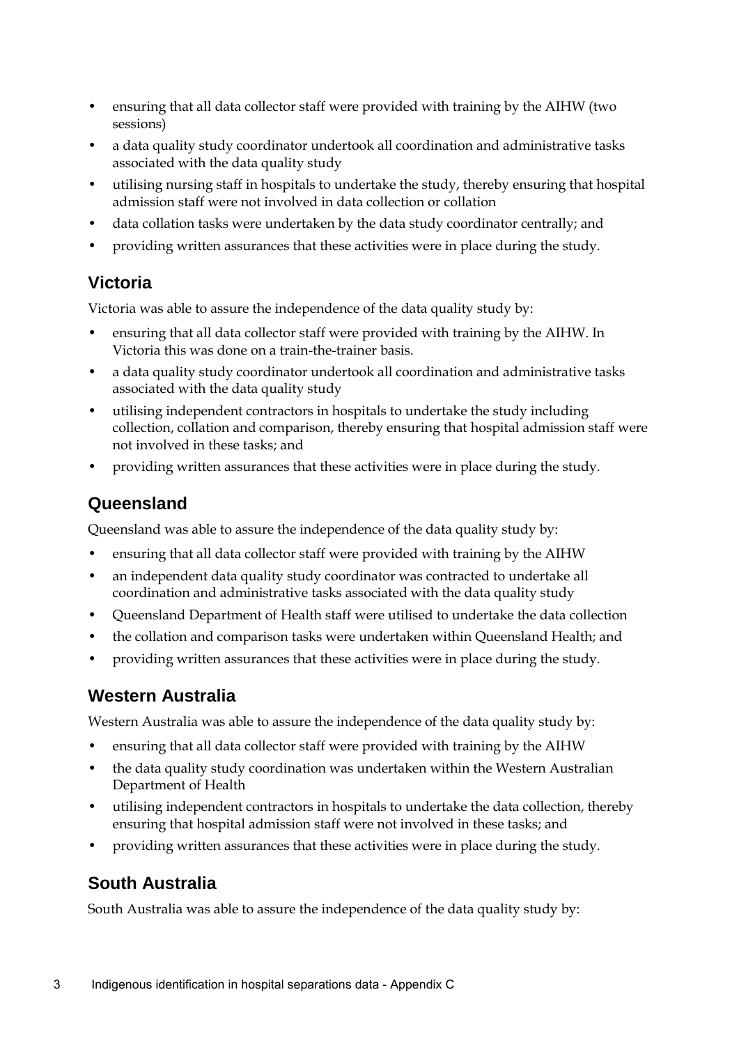- ensuring that all data collector staff were provided with training by the AIHW (two sessions)
- a data quality study coordinator undertook all coordination and administrative tasks associated with the data quality study
- utilising nursing staff in hospitals to undertake the study, thereby ensuring that hospital admission staff were not involved in data collection or collation
- data collation tasks were undertaken by the data study coordinator centrally; and
- providing written assurances that these activities were in place during the study.

## Victoria

Victoria was able to assure the independence of the data quality study by:

- ensuring that all data collector staff were provided with training by the AIHW. In Victoria this was done on a train-the-trainer basis.
- a data quality study coordinator undertook all coordination and administrative tasks associated with the data quality study
- utilising independent contractors in hospitals to undertake the study including collection, collation and comparison, thereby ensuring that hospital admission staff were not involved in these tasks; and
- providing written assurances that these activities were in place during the study.

## Queensland

Queensland was able to assure the independence of the data quality study by:

- ensuring that all data collector staff were provided with training by the AIHW
- an independent data quality study coordinator was contracted to undertake all coordination and administrative tasks associated with the data quality study
- Queensland Department of Health staff were utilised to undertake the data collection
- the collation and comparison tasks were undertaken within Queensland Health; and
- providing written assurances that these activities were in place during the study.

## Western Australia

Western Australia was able to assure the independence of the data quality study by:

- ensuring that all data collector staff were provided with training by the AIHW
- the data quality study coordination was undertaken within the Western Australian Department of Health
- utilising independent contractors in hospitals to undertake the data collection, thereby ensuring that hospital admission staff were not involved in these tasks; and
- providing written assurances that these activities were in place during the study.

## South Australia

South Australia was able to assure the independence of the data quality study by: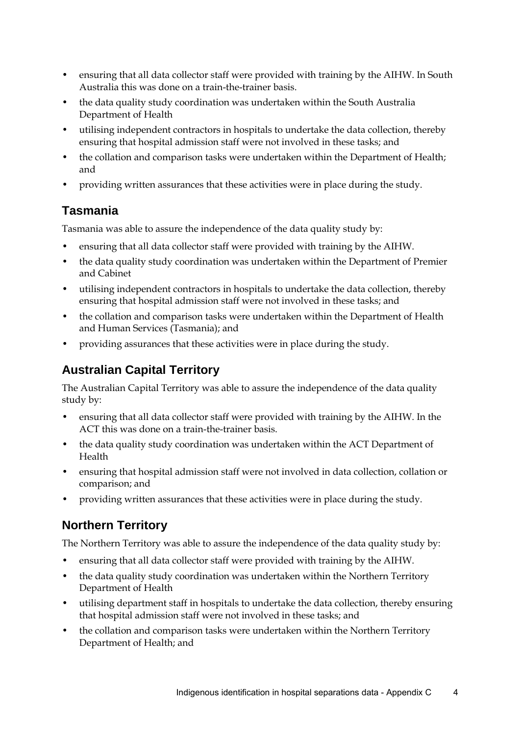- ensuring that all data collector staff were provided with training by the AIHW. In South Australia this was done on a train-the-trainer basis.
- the data quality study coordination was undertaken within the South Australia Department of Health
- utilising independent contractors in hospitals to undertake the data collection, thereby ensuring that hospital admission staff were not involved in these tasks; and
- the collation and comparison tasks were undertaken within the Department of Health; and
- providing written assurances that these activities were in place during the study.

## Tasmania

Tasmania was able to assure the independence of the data quality study by:

- ensuring that all data collector staff were provided with training by the AIHW.
- the data quality study coordination was undertaken within the Department of Premier and Cabinet
- utilising independent contractors in hospitals to undertake the data collection, thereby ensuring that hospital admission staff were not involved in these tasks; and
- the collation and comparison tasks were undertaken within the Department of Health and Human Services (Tasmania); and
- providing assurances that these activities were in place during the study.

## Australian Capital Territory

The Australian Capital Territory was able to assure the independence of the data quality study by:

- ensuring that all data collector staff were provided with training by the AIHW. In the ACT this was done on a train-the-trainer basis.
- the data quality study coordination was undertaken within the ACT Department of Health
- ensuring that hospital admission staff were not involved in data collection, collation or comparison; and
- providing written assurances that these activities were in place during the study.

## Northern Territory

The Northern Territory was able to assure the independence of the data quality study by:

- ensuring that all data collector staff were provided with training by the AIHW.
- the data quality study coordination was undertaken within the Northern Territory Department of Health
- utilising department staff in hospitals to undertake the data collection, thereby ensuring that hospital admission staff were not involved in these tasks; and
- the collation and comparison tasks were undertaken within the Northern Territory Department of Health; and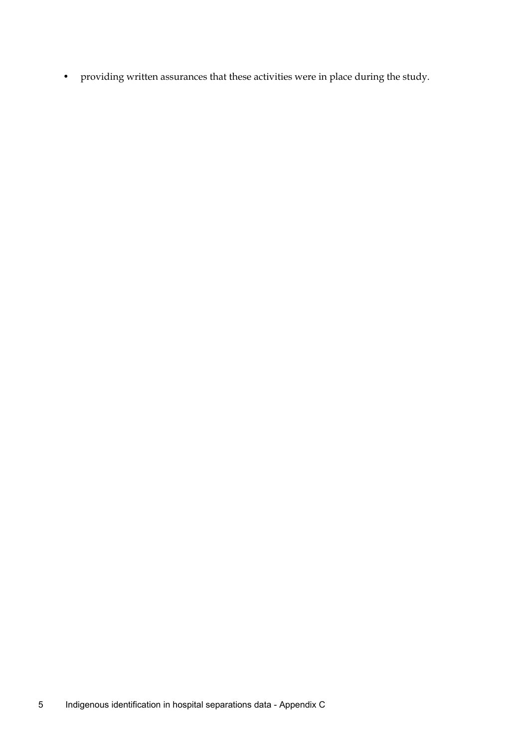- providing written assurances that these activities were in place during the study.